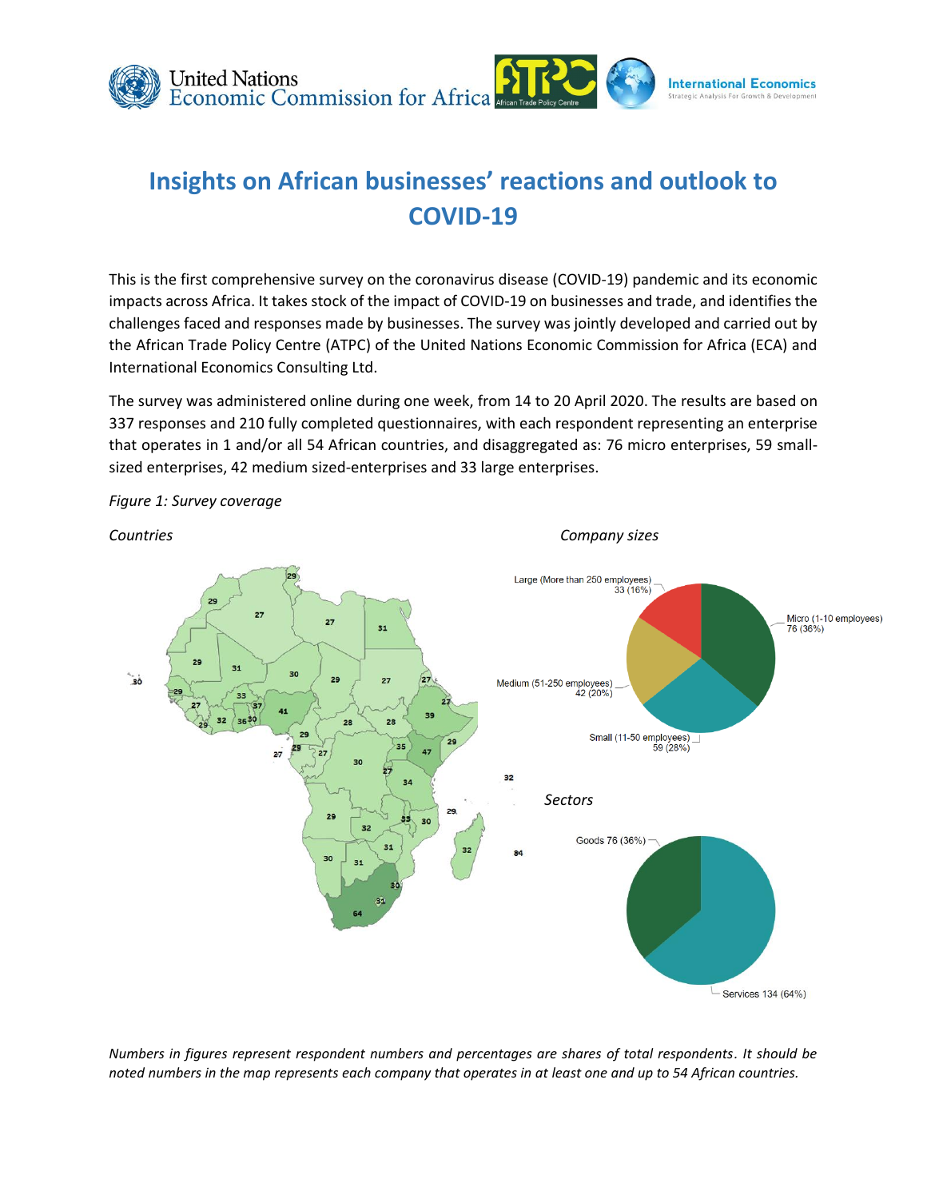# Insights on African businesses' reactions and outlook to COVID-19

This is the first comprehensive survey on the coronavirus disease (COVID-19) pandemic and its economic impacts across Africa. It takes stock of the impact of COVID-19 on businesses and trade, and identifies the challenges faced and responses made by businesses. The survey was jointly developed and carried out by the African Trade Policy Centre (ATPC) of the United Nations Economic Commission for Africa (ECA) and International Economics Consulting Ltd.

The survey was administered online during one week, from 14 to 20 April 2020. The results are based on 337 responses and 210 fully completed questionnaires, with each respondent representing an enterprise that operates in 1 and/or all 54 African countries, and disaggregated as: 76 micro enterprises, 59 small-sized enterprises, 42 medium sized-enterprises and 33 large enterprises.

*Figure 1: Survey coverage*

*Countries*

*Company sizes*

- Large (More than 250 employees) 33 (16%)
- Micro (1-10 employees) 76 (36%)
- Medium (51-250 employees) 42 (20%)
- Small (11-50 employees) 59 (28%)

*Sectors*

- Goods 76 (36%)
- Services 134 (64%)

*Numbers in figures represent respondent numbers and percentages are shares of total respondents. It should be noted numbers in the map represents each company that operates in at least one and up to 54 African countries.*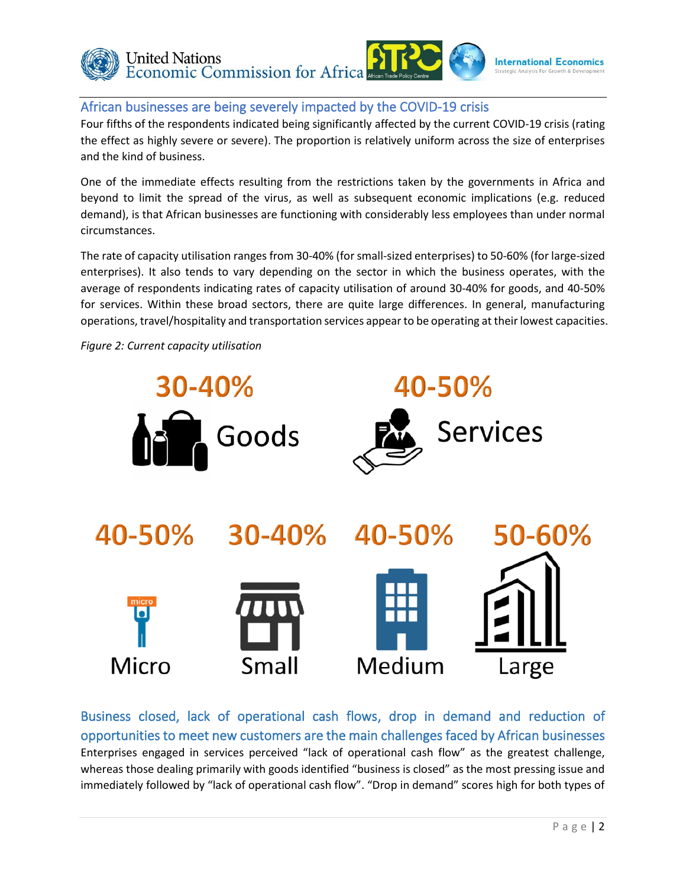## African businesses are being severely impacted by the COVID-19 crisis

Four fifths of the respondents indicated being significantly affected by the current COVID-19 crisis (rating the effect as highly severe or severe). The proportion is relatively uniform across the size of enterprises and the kind of business.

One of the immediate effects resulting from the restrictions taken by the governments in Africa and beyond to limit the spread of the virus, as well as subsequent economic implications (e.g. reduced demand), is that African businesses are functioning with considerably less employees than under normal circumstances.

The rate of capacity utilisation ranges from 30-40% (for small-sized enterprises) to 50-60% (for large-sized enterprises). It also tends to vary depending on the sector in which the business operates, with the average of respondents indicating rates of capacity utilisation of around 30-40% for goods, and 40-50% for services. Within these broad sectors, there are quite large differences. In general, manufacturing operations, travel/hospitality and transportation services appear to be operating at their lowest capacities.

*Figure 2: Current capacity utilisation*

| Goods | Services |
|---|---|
| 30-40% | 40-50% |

| Micro | Small | Medium | Large |
|---|---|---|---|
| 40-50% | 30-40% | 40-50% | 50-60% |

## Business closed, lack of operational cash flows, drop in demand and reduction of opportunities to meet new customers are the main challenges faced by African businesses

Enterprises engaged in services perceived "lack of operational cash flow" as the greatest challenge, whereas those dealing primarily with goods identified "business is closed" as the most pressing issue and immediately followed by "lack of operational cash flow". "Drop in demand" scores high for both types of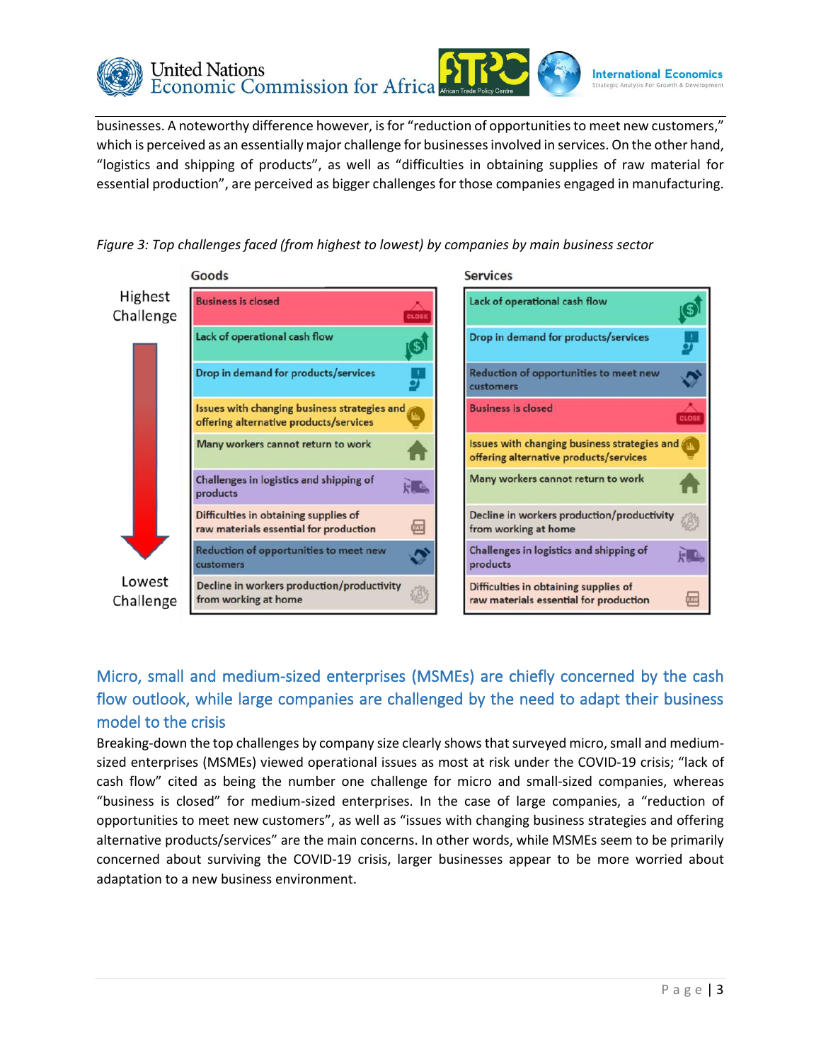businesses. A noteworthy difference however, is for “reduction of opportunities to meet new customers,” which is perceived as an essentially major challenge for businesses involved in services. On the other hand, “logistics and shipping of products”, as well as “difficulties in obtaining supplies of raw material for essential production”, are perceived as bigger challenges for those companies engaged in manufacturing.

*Figure 3: Top challenges faced (from highest to lowest) by companies by main business sector*

| | Goods | Services |
|---|---|---|
| Highest Challenge | Business is closed | Lack of operational cash flow |
| | Lack of operational cash flow | Drop in demand for products/services |
| | Drop in demand for products/services | Reduction of opportunities to meet new customers |
| | Issues with changing business strategies and offering alternative products/services | Business is closed |
| | Many workers cannot return to work | Issues with changing business strategies and offering alternative products/services |
| | Challenges in logistics and shipping of products | Many workers cannot return to work |
| | Difficulties in obtaining supplies of raw materials essential for production | Decline in workers production/productivity from working at home |
| | Reduction of opportunities to meet new customers | Challenges in logistics and shipping of products |
| Lowest Challenge | Decline in workers production/productivity from working at home | Difficulties in obtaining supplies of raw materials essential for production |

## Micro, small and medium-sized enterprises (MSMEs) are chiefly concerned by the cash flow outlook, while large companies are challenged by the need to adapt their business model to the crisis

Breaking-down the top challenges by company size clearly shows that surveyed micro, small and medium-sized enterprises (MSMEs) viewed operational issues as most at risk under the COVID-19 crisis; “lack of cash flow” cited as being the number one challenge for micro and small-sized companies, whereas “business is closed” for medium-sized enterprises. In the case of large companies, a “reduction of opportunities to meet new customers”, as well as “issues with changing business strategies and offering alternative products/services” are the main concerns. In other words, while MSMEs seem to be primarily concerned about surviving the COVID-19 crisis, larger businesses appear to be more worried about adaptation to a new business environment.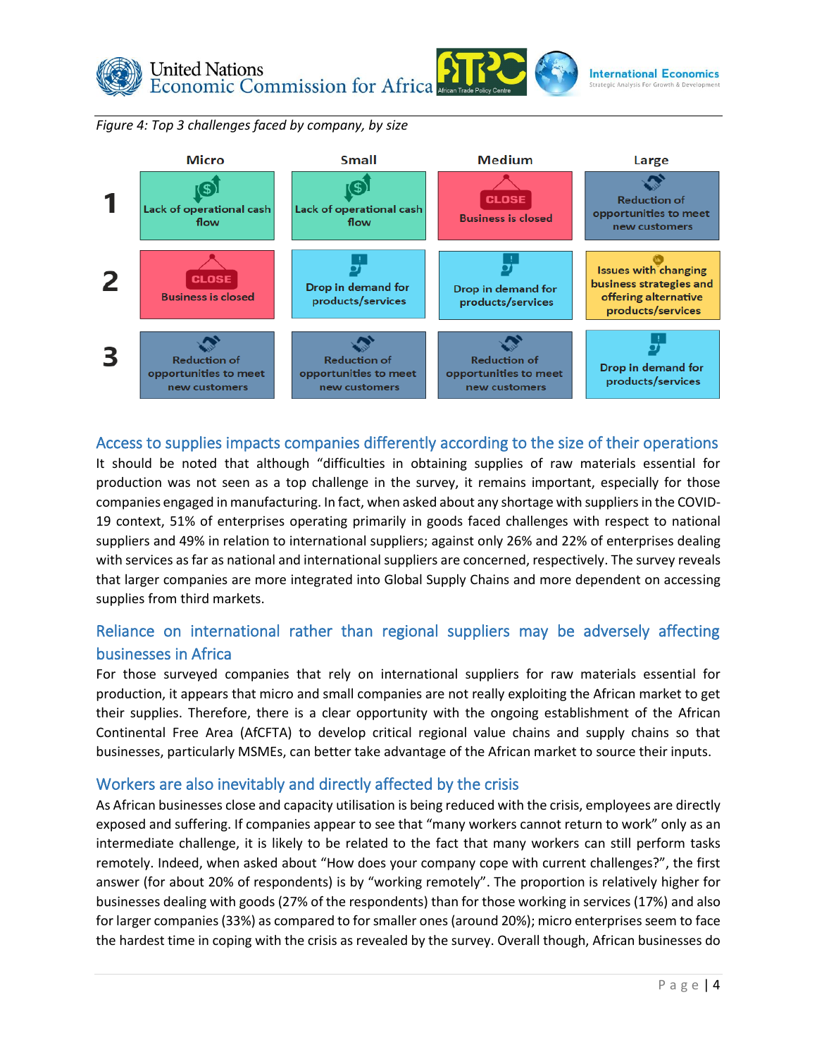*Figure 4: Top 3 challenges faced by company, by size*

| | Micro | Small | Medium | Large |
|---|---|---|---|---|
| 1 | Lack of operational cash flow | Lack of operational cash flow | Business is closed | Reduction of opportunities to meet new customers |
| 2 | Business is closed | Drop in demand for products/services | Drop in demand for products/services | Issues with changing business strategies and offering alternative products/services |
| 3 | Reduction of opportunities to meet new customers | Reduction of opportunities to meet new customers | Reduction of opportunities to meet new customers | Drop in demand for products/services |

## Access to supplies impacts companies differently according to the size of their operations

It should be noted that although "difficulties in obtaining supplies of raw materials essential for production was not seen as a top challenge in the survey, it remains important, especially for those companies engaged in manufacturing. In fact, when asked about any shortage with suppliers in the COVID-19 context, 51% of enterprises operating primarily in goods faced challenges with respect to national suppliers and 49% in relation to international suppliers; against only 26% and 22% of enterprises dealing with services as far as national and international suppliers are concerned, respectively. The survey reveals that larger companies are more integrated into Global Supply Chains and more dependent on accessing supplies from third markets.

## Reliance on international rather than regional suppliers may be adversely affecting businesses in Africa

For those surveyed companies that rely on international suppliers for raw materials essential for production, it appears that micro and small companies are not really exploiting the African market to get their supplies. Therefore, there is a clear opportunity with the ongoing establishment of the African Continental Free Area (AfCFTA) to develop critical regional value chains and supply chains so that businesses, particularly MSMEs, can better take advantage of the African market to source their inputs.

## Workers are also inevitably and directly affected by the crisis

As African businesses close and capacity utilisation is being reduced with the crisis, employees are directly exposed and suffering. If companies appear to see that "many workers cannot return to work" only as an intermediate challenge, it is likely to be related to the fact that many workers can still perform tasks remotely. Indeed, when asked about "How does your company cope with current challenges?", the first answer (for about 20% of respondents) is by "working remotely". The proportion is relatively higher for businesses dealing with goods (27% of the respondents) than for those working in services (17%) and also for larger companies (33%) as compared to for smaller ones (around 20%); micro enterprises seem to face the hardest time in coping with the crisis as revealed by the survey. Overall though, African businesses do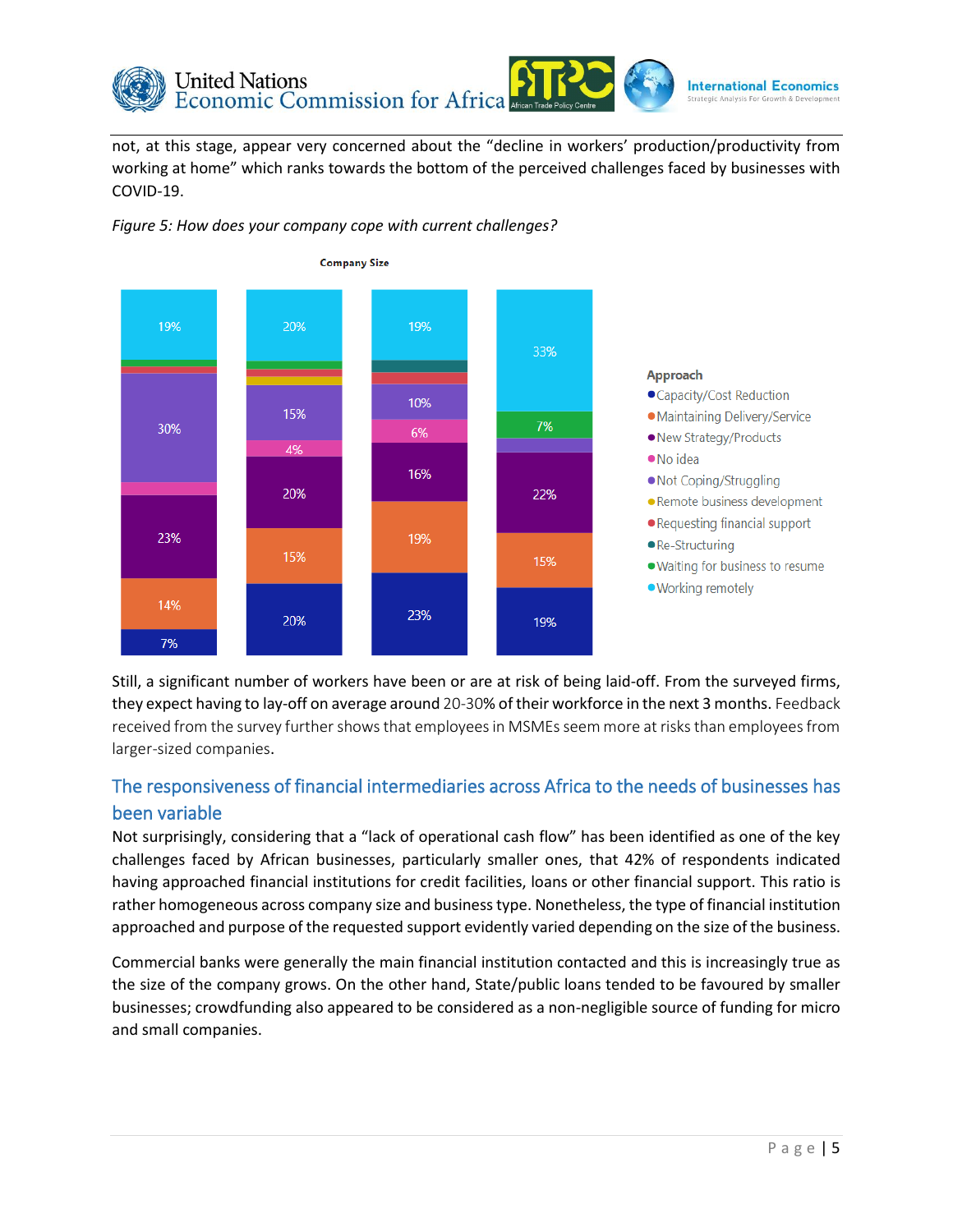not, at this stage, appear very concerned about the "decline in workers' production/productivity from working at home" which ranks towards the bottom of the perceived challenges faced by businesses with COVID-19.

*Figure 5: How does your company cope with current challenges?*

Still, a significant number of workers have been or are at risk of being laid-off. From the surveyed firms, they expect having to lay-off on average around 20-30% of their workforce in the next 3 months. Feedback received from the survey further shows that employees in MSMEs seem more at risks than employees from larger-sized companies.

## The responsiveness of financial intermediaries across Africa to the needs of businesses has been variable

Not surprisingly, considering that a "lack of operational cash flow" has been identified as one of the key challenges faced by African businesses, particularly smaller ones, that 42% of respondents indicated having approached financial institutions for credit facilities, loans or other financial support. This ratio is rather homogeneous across company size and business type. Nonetheless, the type of financial institution approached and purpose of the requested support evidently varied depending on the size of the business.

Commercial banks were generally the main financial institution contacted and this is increasingly true as the size of the company grows. On the other hand, State/public loans tended to be favoured by smaller businesses; crowdfunding also appeared to be considered as a non-negligible source of funding for micro and small companies.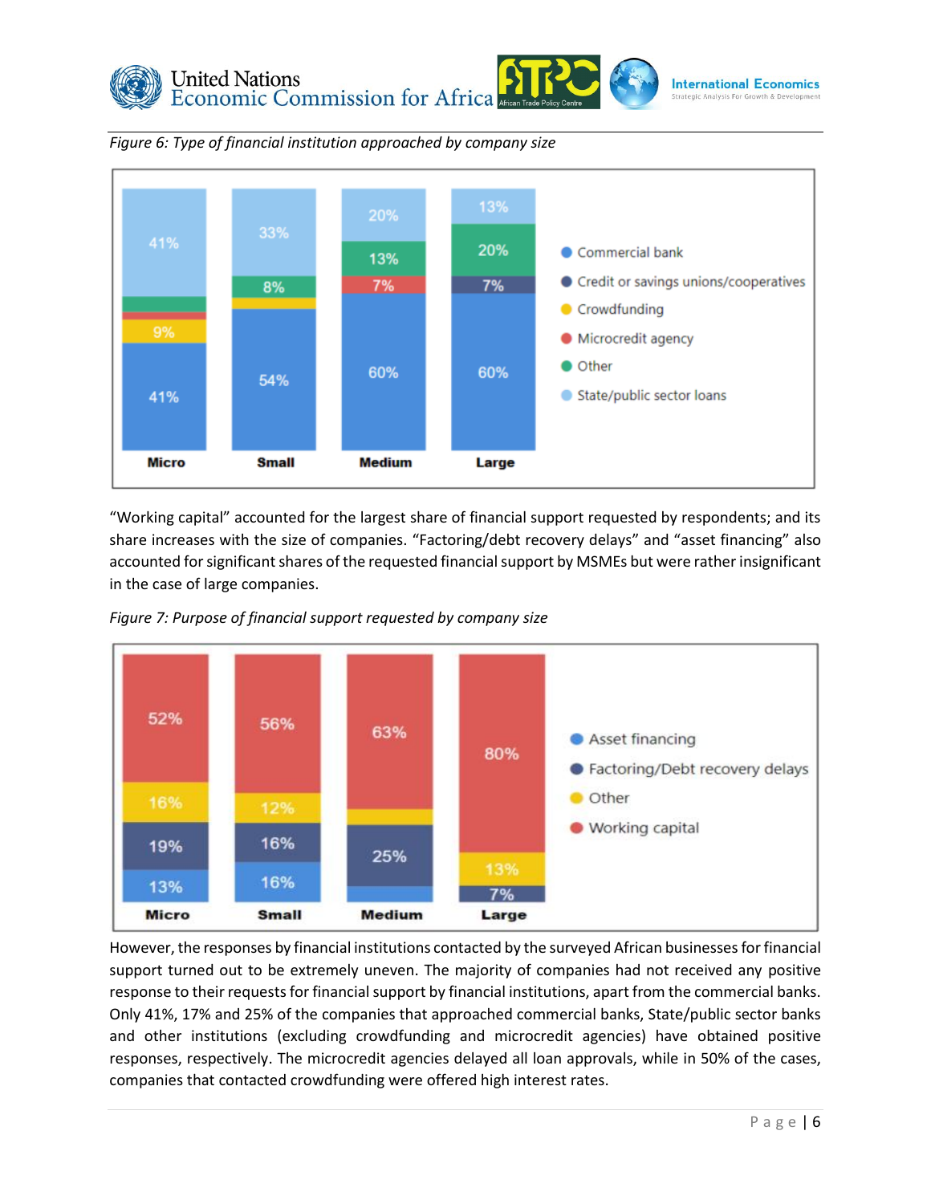*Figure 6: Type of financial institution approached by company size*

*Figure 7: Purpose of financial support requested by company size*

"Working capital" accounted for the largest share of financial support requested by respondents; and its share increases with the size of companies. "Factoring/debt recovery delays" and "asset financing" also accounted for significant shares of the requested financial support by MSMEs but were rather insignificant in the case of large companies.

However, the responses by financial institutions contacted by the surveyed African businesses for financial support turned out to be extremely uneven. The majority of companies had not received any positive response to their requests for financial support by financial institutions, apart from the commercial banks. Only 41%, 17% and 25% of the companies that approached commercial banks, State/public sector banks and other institutions (excluding crowdfunding and microcredit agencies) have obtained positive responses, respectively. The microcredit agencies delayed all loan approvals, while in 50% of the cases, companies that contacted crowdfunding were offered high interest rates.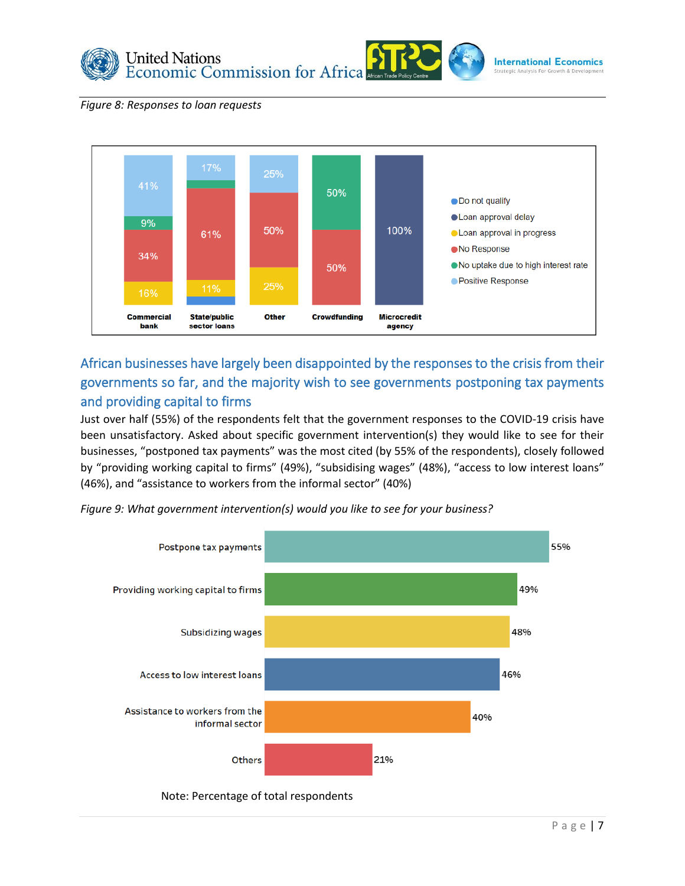*Figure 8: Responses to loan requests*

| | Commercial bank | State/public sector loans | Other | Crowdfunding | Microcredit agency |
|---|---|---|---|---|---|
| Positive Response | 41% | 17% | 25% | | |
| No uptake due to high interest rate | 9% | | | 50% | |
| No Response | 34% | 61% | 50% | 50% | |
| Loan approval in progress | 16% | 11% | 25% | | |
| Loan approval delay | | | | | 100% |
| Do not qualify | | | | | |

## African businesses have largely been disappointed by the responses to the crisis from their governments so far, and the majority wish to see governments postponing tax payments and providing capital to firms

Just over half (55%) of the respondents felt that the government responses to the COVID-19 crisis have been unsatisfactory. Asked about specific government intervention(s) they would like to see for their businesses, "postponed tax payments" was the most cited (by 55% of the respondents), closely followed by "providing working capital to firms" (49%), "subsidising wages" (48%), "access to low interest loans" (46%), and "assistance to workers from the informal sector" (40%)

*Figure 9: What government intervention(s) would you like to see for your business?*

| Intervention | Percentage |
|---|---|
| Postpone tax payments | 55% |
| Providing working capital to firms | 49% |
| Subsidizing wages | 48% |
| Access to low interest loans | 46% |
| Assistance to workers from the informal sector | 40% |
| Others | 21% |

Note: Percentage of total respondents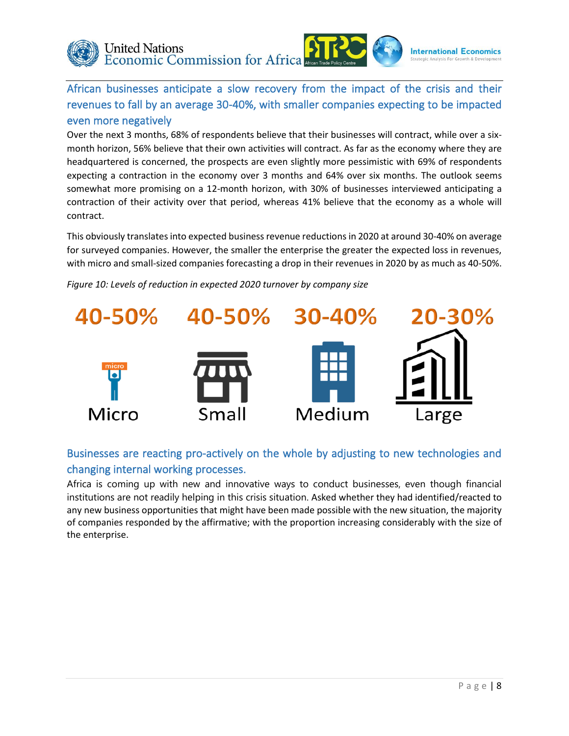## African businesses anticipate a slow recovery from the impact of the crisis and their revenues to fall by an average 30-40%, with smaller companies expecting to be impacted even more negatively

Over the next 3 months, 68% of respondents believe that their businesses will contract, while over a six-month horizon, 56% believe that their own activities will contract. As far as the economy where they are headquartered is concerned, the prospects are even slightly more pessimistic with 69% of respondents expecting a contraction in the economy over 3 months and 64% over six months. The outlook seems somewhat more promising on a 12-month horizon, with 30% of businesses interviewed anticipating a contraction of their activity over that period, whereas 41% believe that the economy as a whole will contract.

This obviously translates into expected business revenue reductions in 2020 at around 30-40% on average for surveyed companies. However, the smaller the enterprise the greater the expected loss in revenues, with micro and small-sized companies forecasting a drop in their revenues in 2020 by as much as 40-50%.

*Figure 10: Levels of reduction in expected 2020 turnover by company size*

| Micro | Small | Medium | Large |
|---|---|---|---|
| 40-50% | 40-50% | 30-40% | 20-30% |

## Businesses are reacting pro-actively on the whole by adjusting to new technologies and changing internal working processes.

Africa is coming up with new and innovative ways to conduct businesses, even though financial institutions are not readily helping in this crisis situation. Asked whether they had identified/reacted to any new business opportunities that might have been made possible with the new situation, the majority of companies responded by the affirmative; with the proportion increasing considerably with the size of the enterprise.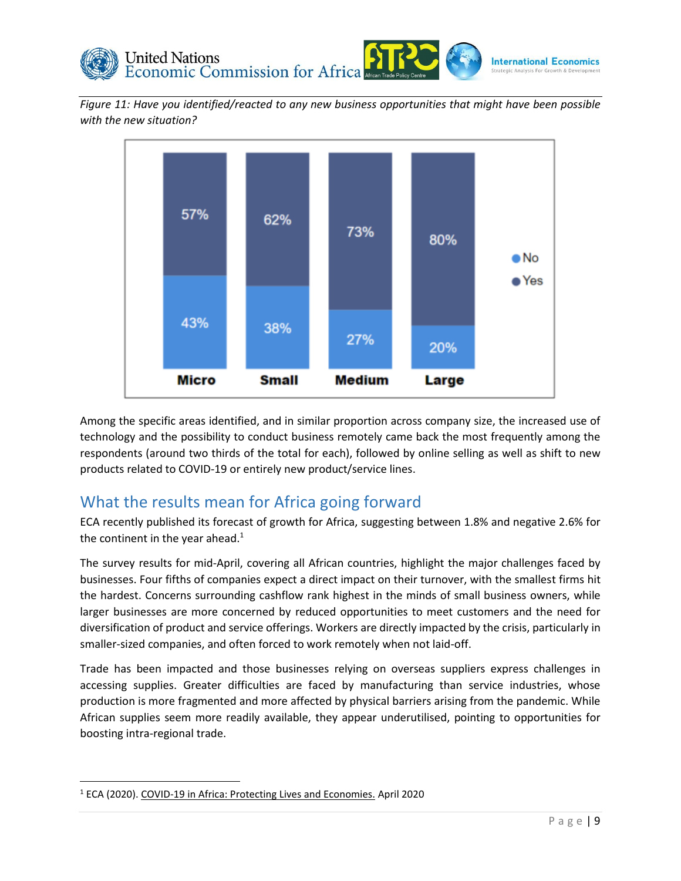*Figure 11: Have you identified/reacted to any new business opportunities that might have been possible with the new situation?*

| | Micro | Small | Medium | Large |
|---|---|---|---|---|
| Yes | 57% | 62% | 73% | 80% |
| No | 43% | 38% | 27% | 20% |

Among the specific areas identified, and in similar proportion across company size, the increased use of technology and the possibility to conduct business remotely came back the most frequently among the respondents (around two thirds of the total for each), followed by online selling as well as shift to new products related to COVID-19 or entirely new product/service lines.

## What the results mean for Africa going forward

ECA recently published its forecast of growth for Africa, suggesting between 1.8% and negative 2.6% for the continent in the year ahead.[1]

The survey results for mid-April, covering all African countries, highlight the major challenges faced by businesses. Four fifths of companies expect a direct impact on their turnover, with the smallest firms hit the hardest. Concerns surrounding cashflow rank highest in the minds of small business owners, while larger businesses are more concerned by reduced opportunities to meet customers and the need for diversification of product and service offerings. Workers are directly impacted by the crisis, particularly in smaller-sized companies, and often forced to work remotely when not laid-off.

Trade has been impacted and those businesses relying on overseas suppliers express challenges in accessing supplies. Greater difficulties are faced by manufacturing than service industries, whose production is more fragmented and more affected by physical barriers arising from the pandemic. While African supplies seem more readily available, they appear underutilised, pointing to opportunities for boosting intra-regional trade.

---

[1] ECA (2020). COVID-19 in Africa: Protecting Lives and Economies. April 2020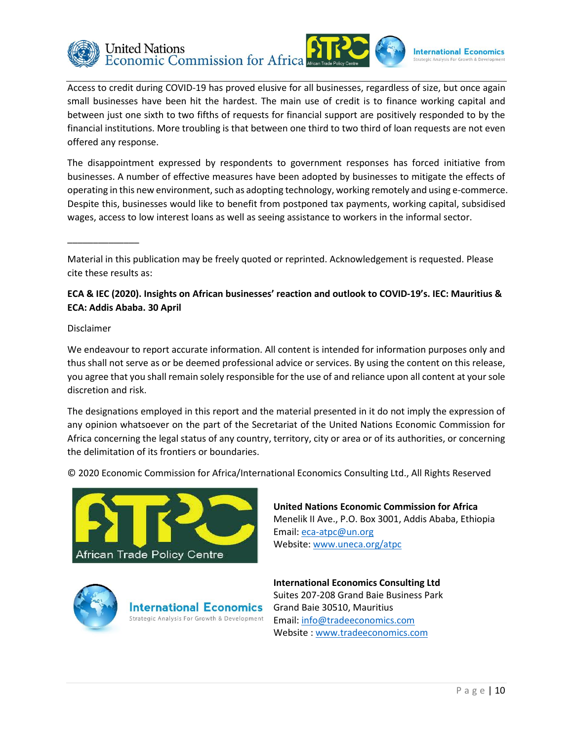Access to credit during COVID-19 has proved elusive for all businesses, regardless of size, but once again small businesses have been hit the hardest. The main use of credit is to finance working capital and between just one sixth to two fifths of requests for financial support are positively responded to by the financial institutions. More troubling is that between one third to two third of loan requests are not even offered any response.

The disappointment expressed by respondents to government responses has forced initiative from businesses. A number of effective measures have been adopted by businesses to mitigate the effects of operating in this new environment, such as adopting technology, working remotely and using e-commerce. Despite this, businesses would like to benefit from postponed tax payments, working capital, subsidised wages, access to low interest loans as well as seeing assistance to workers in the informal sector.

______________

Material in this publication may be freely quoted or reprinted. Acknowledgement is requested. Please cite these results as:

**ECA & IEC (2020). Insights on African businesses' reaction and outlook to COVID-19's. IEC: Mauritius & ECA: Addis Ababa. 30 April**

Disclaimer

We endeavour to report accurate information. All content is intended for information purposes only and thus shall not serve as or be deemed professional advice or services. By using the content on this release, you agree that you shall remain solely responsible for the use of and reliance upon all content at your sole discretion and risk.

The designations employed in this report and the material presented in it do not imply the expression of any opinion whatsoever on the part of the Secretariat of the United Nations Economic Commission for Africa concerning the legal status of any country, territory, city or area or of its authorities, or concerning the delimitation of its frontiers or boundaries.

© 2020 Economic Commission for Africa/International Economics Consulting Ltd., All Rights Reserved

African Trade Policy Centre

**United Nations Economic Commission for Africa**
Menelik II Ave., P.O. Box 3001, Addis Ababa, Ethiopia
Email: eca-atpc@un.org
Website: www.uneca.org/atpc

International Economics
Strategic Analysis For Growth & Development

**International Economics Consulting Ltd**
Suites 207-208 Grand Baie Business Park
Grand Baie 30510, Mauritius
Email: info@tradeeconomics.com
Website : www.tradeeconomics.com